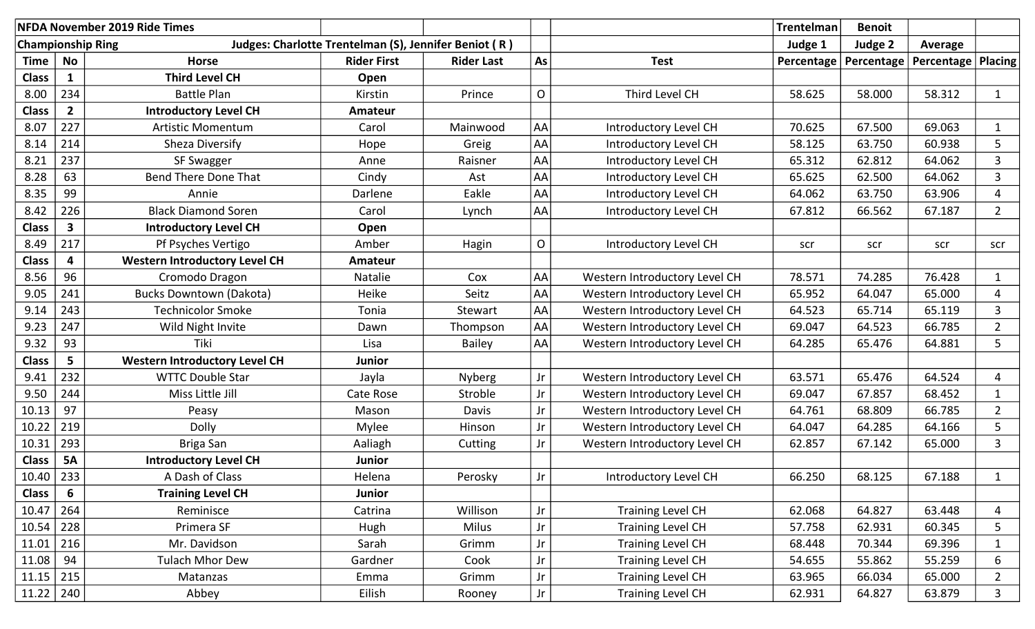| NFDA November 2019 Ride Times | | | | | | | Trentelman | Benoit | | |
|---|---|---|---|---|---|---|---|---|---|---|
| Championship Ring | | Judges: Charlotte Trentelman (S), Jennifer Beniot ( R ) | | | | | Judge 1 | Judge 2 | Average | |
| Time | No | Horse | Rider First | Rider Last | As | Test | Percentage | Percentage | Percentage | Placing |
| **Class** | **1** | **Third Level CH** | **Open** | | | | | | | |
| 8.00 | 234 | Battle Plan | Kirstin | Prince | O | Third Level CH | 58.625 | 58.000 | 58.312 | 1 |
| **Class** | **2** | **Introductory Level CH** | **Amateur** | | | | | | | |
| 8.07 | 227 | Artistic Momentum | Carol | Mainwood | AA | Introductory Level CH | 70.625 | 67.500 | 69.063 | 1 |
| 8.14 | 214 | Sheza Diversify | Hope | Greig | AA | Introductory Level CH | 58.125 | 63.750 | 60.938 | 5 |
| 8.21 | 237 | SF Swagger | Anne | Raisner | AA | Introductory Level CH | 65.312 | 62.812 | 64.062 | 3 |
| 8.28 | 63 | Bend There Done That | Cindy | Ast | AA | Introductory Level CH | 65.625 | 62.500 | 64.062 | 3 |
| 8.35 | 99 | Annie | Darlene | Eakle | AA | Introductory Level CH | 64.062 | 63.750 | 63.906 | 4 |
| 8.42 | 226 | Black Diamond Soren | Carol | Lynch | AA | Introductory Level CH | 67.812 | 66.562 | 67.187 | 2 |
| **Class** | **3** | **Introductory Level CH** | **Open** | | | | | | | |
| 8.49 | 217 | Pf Psyches Vertigo | Amber | Hagin | O | Introductory Level CH | scr | scr | scr | scr |
| **Class** | **4** | **Western Introductory Level CH** | **Amateur** | | | | | | | |
| 8.56 | 96 | Cromodo Dragon | Natalie | Cox | AA | Western Introductory Level CH | 78.571 | 74.285 | 76.428 | 1 |
| 9.05 | 241 | Bucks Downtown (Dakota) | Heike | Seitz | AA | Western Introductory Level CH | 65.952 | 64.047 | 65.000 | 4 |
| 9.14 | 243 | Technicolor Smoke | Tonia | Stewart | AA | Western Introductory Level CH | 64.523 | 65.714 | 65.119 | 3 |
| 9.23 | 247 | Wild Night Invite | Dawn | Thompson | AA | Western Introductory Level CH | 69.047 | 64.523 | 66.785 | 2 |
| 9.32 | 93 | Tiki | Lisa | Bailey | AA | Western Introductory Level CH | 64.285 | 65.476 | 64.881 | 5 |
| **Class** | **5** | **Western Introductory Level CH** | **Junior** | | | | | | | |
| 9.41 | 232 | WTTC Double Star | Jayla | Nyberg | Jr | Western Introductory Level CH | 63.571 | 65.476 | 64.524 | 4 |
| 9.50 | 244 | Miss Little Jill | Cate Rose | Stroble | Jr | Western Introductory Level CH | 69.047 | 67.857 | 68.452 | 1 |
| 10.13 | 97 | Peasy | Mason | Davis | Jr | Western Introductory Level CH | 64.761 | 68.809 | 66.785 | 2 |
| 10.22 | 219 | Dolly | Mylee | Hinson | Jr | Western Introductory Level CH | 64.047 | 64.285 | 64.166 | 5 |
| 10.31 | 293 | Briga San | Aaliagh | Cutting | Jr | Western Introductory Level CH | 62.857 | 67.142 | 65.000 | 3 |
| **Class** | **5A** | **Introductory Level CH** | **Junior** | | | | | | | |
| 10.40 | 233 | A Dash of Class | Helena | Perosky | Jr | Introductory Level CH | 66.250 | 68.125 | 67.188 | 1 |
| **Class** | **6** | **Training Level CH** | **Junior** | | | | | | | |
| 10.47 | 264 | Reminisce | Catrina | Willison | Jr | Training Level CH | 62.068 | 64.827 | 63.448 | 4 |
| 10.54 | 228 | Primera SF | Hugh | Milus | Jr | Training Level CH | 57.758 | 62.931 | 60.345 | 5 |
| 11.01 | 216 | Mr. Davidson | Sarah | Grimm | Jr | Training Level CH | 68.448 | 70.344 | 69.396 | 1 |
| 11.08 | 94 | Tulach Mhor Dew | Gardner | Cook | Jr | Training Level CH | 54.655 | 55.862 | 55.259 | 6 |
| 11.15 | 215 | Matanzas | Emma | Grimm | Jr | Training Level CH | 63.965 | 66.034 | 65.000 | 2 |
| 11.22 | 240 | Abbey | Eilish | Rooney | Jr | Training Level CH | 62.931 | 64.827 | 63.879 | 3 |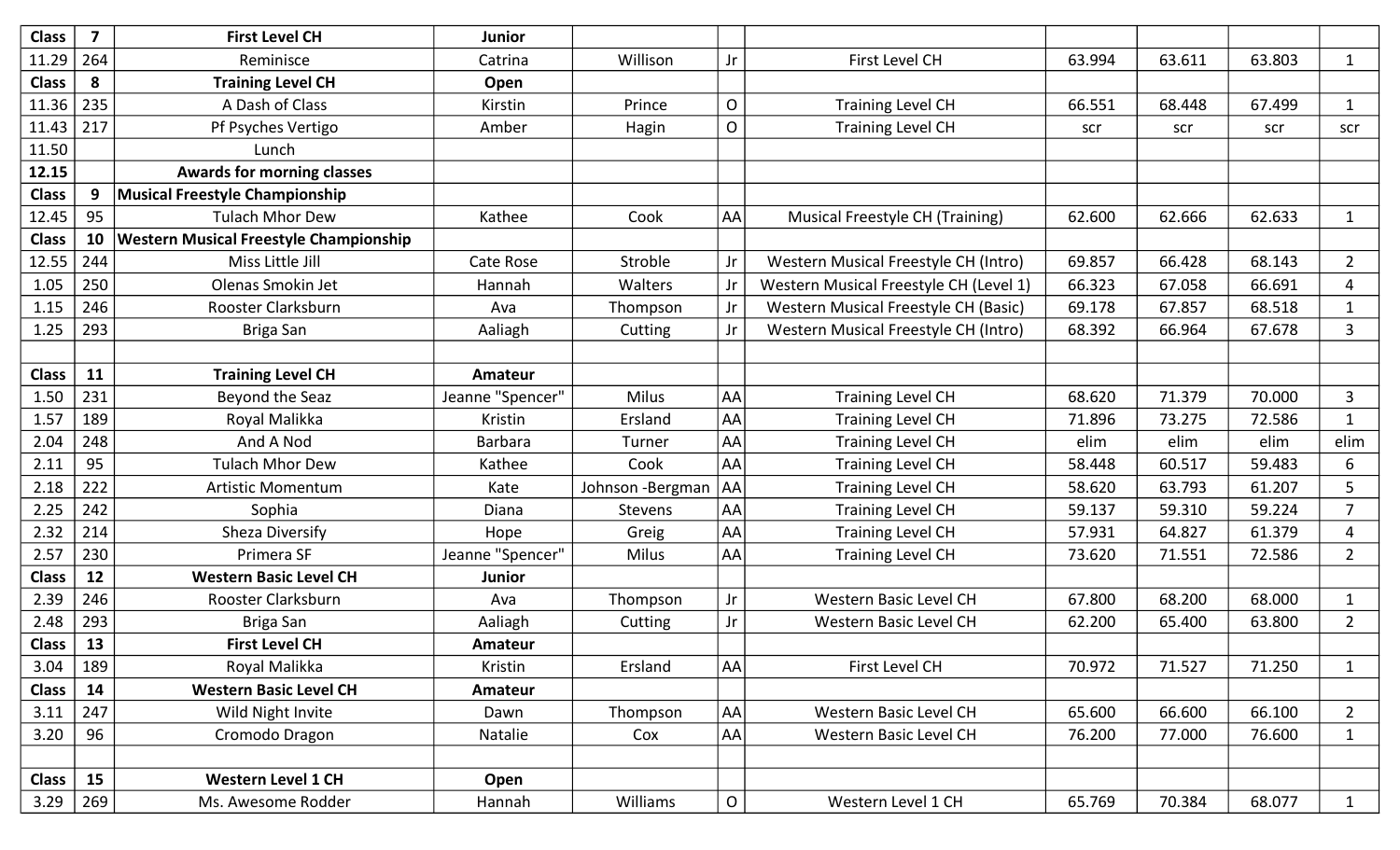| Class | 7 | First Level CH | Junior | | | | | | | |
|---|---|---|---|---|---|---|---|---|---|---|
| 11.29 | 264 | Reminisce | Catrina | Willison | Jr | First Level CH | 63.994 | 63.611 | 63.803 | 1 |
| Class | 8 | Training Level CH | Open | | | | | | | |
| 11.36 | 235 | A Dash of Class | Kirstin | Prince | O | Training Level CH | 66.551 | 68.448 | 67.499 | 1 |
| 11.43 | 217 | Pf Psyches Vertigo | Amber | Hagin | O | Training Level CH | scr | scr | scr | scr |
| 11.50 | | Lunch | | | | | | | | |
| 12.15 | | Awards for morning classes | | | | | | | | |
| Class | 9 | Musical Freestyle Championship | | | | | | | | |
| 12.45 | 95 | Tulach Mhor Dew | Kathee | Cook | AA | Musical Freestyle CH (Training) | 62.600 | 62.666 | 62.633 | 1 |
| Class | 10 | Western Musical Freestyle Championship | | | | | | | | |
| 12.55 | 244 | Miss Little Jill | Cate Rose | Stroble | Jr | Western Musical Freestyle CH (Intro) | 69.857 | 66.428 | 68.143 | 2 |
| 1.05 | 250 | Olenas Smokin Jet | Hannah | Walters | Jr | Western Musical Freestyle CH (Level 1) | 66.323 | 67.058 | 66.691 | 4 |
| 1.15 | 246 | Rooster Clarksburn | Ava | Thompson | Jr | Western Musical Freestyle CH (Basic) | 69.178 | 67.857 | 68.518 | 1 |
| 1.25 | 293 | Briga San | Aaliagh | Cutting | Jr | Western Musical Freestyle CH (Intro) | 68.392 | 66.964 | 67.678 | 3 |
| | | | | | | | | | | |
| Class | 11 | Training Level CH | Amateur | | | | | | | |
| 1.50 | 231 | Beyond the Seaz | Jeanne "Spencer" | Milus | AA | Training Level CH | 68.620 | 71.379 | 70.000 | 3 |
| 1.57 | 189 | Royal Malikka | Kristin | Ersland | AA | Training Level CH | 71.896 | 73.275 | 72.586 | 1 |
| 2.04 | 248 | And A Nod | Barbara | Turner | AA | Training Level CH | elim | elim | elim | elim |
| 2.11 | 95 | Tulach Mhor Dew | Kathee | Cook | AA | Training Level CH | 58.448 | 60.517 | 59.483 | 6 |
| 2.18 | 222 | Artistic Momentum | Kate | Johnson -Bergman | AA | Training Level CH | 58.620 | 63.793 | 61.207 | 5 |
| 2.25 | 242 | Sophia | Diana | Stevens | AA | Training Level CH | 59.137 | 59.310 | 59.224 | 7 |
| 2.32 | 214 | Sheza Diversify | Hope | Greig | AA | Training Level CH | 57.931 | 64.827 | 61.379 | 4 |
| 2.57 | 230 | Primera SF | Jeanne "Spencer" | Milus | AA | Training Level CH | 73.620 | 71.551 | 72.586 | 2 |
| Class | 12 | Western Basic Level CH | Junior | | | | | | | |
| 2.39 | 246 | Rooster Clarksburn | Ava | Thompson | Jr | Western Basic Level CH | 67.800 | 68.200 | 68.000 | 1 |
| 2.48 | 293 | Briga San | Aaliagh | Cutting | Jr | Western Basic Level CH | 62.200 | 65.400 | 63.800 | 2 |
| Class | 13 | First Level CH | Amateur | | | | | | | |
| 3.04 | 189 | Royal Malikka | Kristin | Ersland | AA | First Level CH | 70.972 | 71.527 | 71.250 | 1 |
| Class | 14 | Western Basic Level CH | Amateur | | | | | | | |
| 3.11 | 247 | Wild Night Invite | Dawn | Thompson | AA | Western Basic Level CH | 65.600 | 66.600 | 66.100 | 2 |
| 3.20 | 96 | Cromodo Dragon | Natalie | Cox | AA | Western Basic Level CH | 76.200 | 77.000 | 76.600 | 1 |
| | | | | | | | | | | |
| Class | 15 | Western Level 1 CH | Open | | | | | | | |
| 3.29 | 269 | Ms. Awesome Rodder | Hannah | Williams | O | Western Level 1 CH | 65.769 | 70.384 | 68.077 | 1 |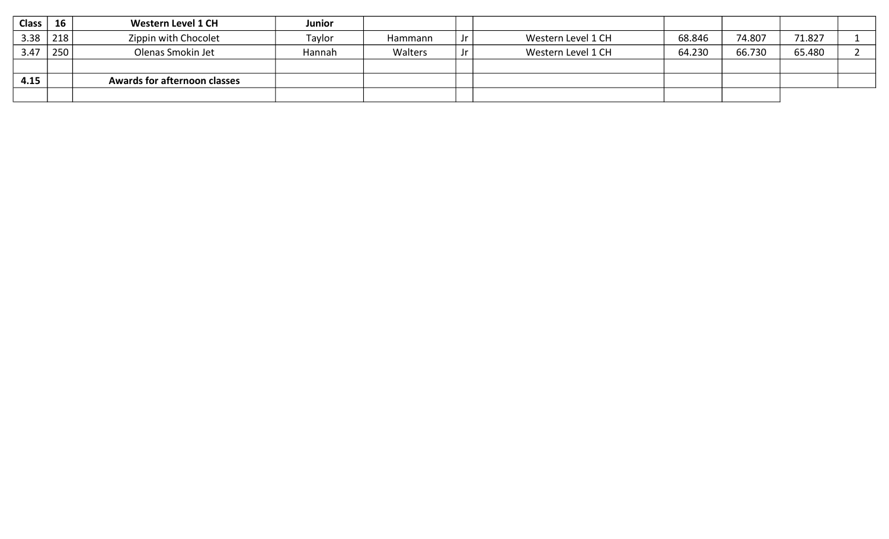| Class | 16 | Western Level 1 CH | Junior | | | | | | | |
|---|---|---|---|---|---|---|---|---|---|---|
| 3.38 | 218 | Zippin with Chocolet | Taylor | Hammann | Jr | Western Level 1 CH | 68.846 | 74.807 | 71.827 | 1 |
| 3.47 | 250 | Olenas Smokin Jet | Hannah | Walters | Jr | Western Level 1 CH | 64.230 | 66.730 | 65.480 | 2 |
| | | | | | | | | | | |
| **4.15** | | **Awards for afternoon classes** | | | | | | | | |
| | | | | | | | | | | |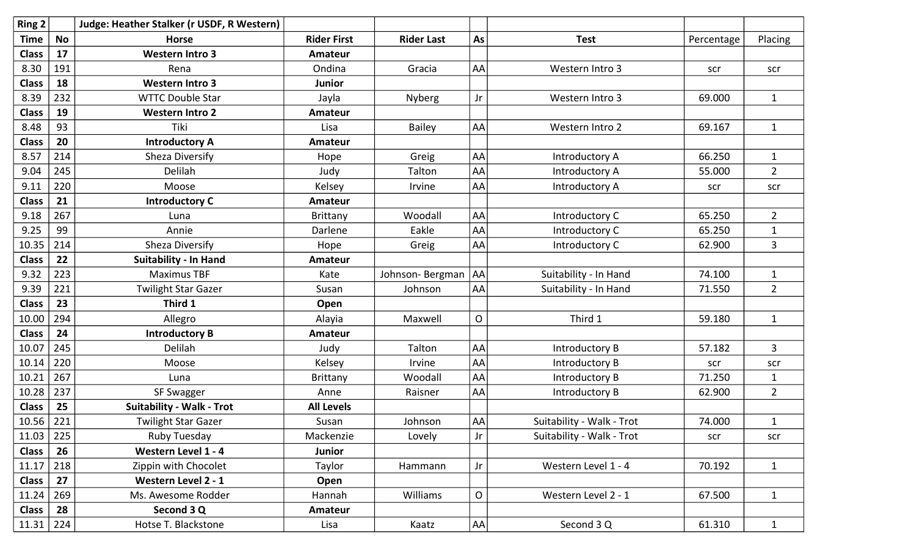| Ring 2 | | Judge: Heather Stalker (r USDF, R Western) | | | | | | |
|---|---|---|---|---|---|---|---|---|
| Time | No | Horse | Rider First | Rider Last | As | Test | Percentage | Placing |
| Class | 17 | **Western Intro 3** | **Amateur** | | | | | |
| 8.30 | 191 | Rena | Ondina | Gracia | AA | Western Intro 3 | scr | scr |
| Class | 18 | **Western Intro 3** | **Junior** | | | | | |
| 8.39 | 232 | WTTC Double Star | Jayla | Nyberg | Jr | Western Intro 3 | 69.000 | 1 |
| Class | 19 | **Western Intro 2** | **Amateur** | | | | | |
| 8.48 | 93 | Tiki | Lisa | Bailey | AA | Western Intro 2 | 69.167 | 1 |
| Class | 20 | **Introductory A** | **Amateur** | | | | | |
| 8.57 | 214 | Sheza Diversify | Hope | Greig | AA | Introductory A | 66.250 | 1 |
| 9.04 | 245 | Delilah | Judy | Talton | AA | Introductory A | 55.000 | 2 |
| 9.11 | 220 | Moose | Kelsey | Irvine | AA | Introductory A | scr | scr |
| Class | 21 | **Introductory C** | **Amateur** | | | | | |
| 9.18 | 267 | Luna | Brittany | Woodall | AA | Introductory C | 65.250 | 2 |
| 9.25 | 99 | Annie | Darlene | Eakle | AA | Introductory C | 65.250 | 1 |
| 10.35 | 214 | Sheza Diversify | Hope | Greig | AA | Introductory C | 62.900 | 3 |
| Class | 22 | **Suitability - In Hand** | **Amateur** | | | | | |
| 9.32 | 223 | Maximus TBF | Kate | Johnson- Bergman | AA | Suitability - In Hand | 74.100 | 1 |
| 9.39 | 221 | Twilight Star Gazer | Susan | Johnson | AA | Suitability - In Hand | 71.550 | 2 |
| Class | 23 | **Third 1** | **Open** | | | | | |
| 10.00 | 294 | Allegro | Alayia | Maxwell | O | Third 1 | 59.180 | 1 |
| Class | 24 | **Introductory B** | **Amateur** | | | | | |
| 10.07 | 245 | Delilah | Judy | Talton | AA | Introductory B | 57.182 | 3 |
| 10.14 | 220 | Moose | Kelsey | Irvine | AA | Introductory B | scr | scr |
| 10.21 | 267 | Luna | Brittany | Woodall | AA | Introductory B | 71.250 | 1 |
| 10.28 | 237 | SF Swagger | Anne | Raisner | AA | Introductory B | 62.900 | 2 |
| Class | 25 | **Suitability - Walk - Trot** | **All Levels** | | | | | |
| 10.56 | 221 | Twilight Star Gazer | Susan | Johnson | AA | Suitability - Walk - Trot | 74.000 | 1 |
| 11.03 | 225 | Ruby Tuesday | Mackenzie | Lovely | Jr | Suitability - Walk - Trot | scr | scr |
| Class | 26 | **Western Level 1 - 4** | **Junior** | | | | | |
| 11.17 | 218 | Zippin with Chocolet | Taylor | Hammann | Jr | Western Level 1 - 4 | 70.192 | 1 |
| Class | 27 | **Western Level 2 - 1** | **Open** | | | | | |
| 11.24 | 269 | Ms. Awesome Rodder | Hannah | Williams | O | Western Level 2 - 1 | 67.500 | 1 |
| Class | 28 | **Second 3 Q** | **Amateur** | | | | | |
| 11.31 | 224 | Hotse T. Blackstone | Lisa | Kaatz | AA | Second 3 Q | 61.310 | 1 |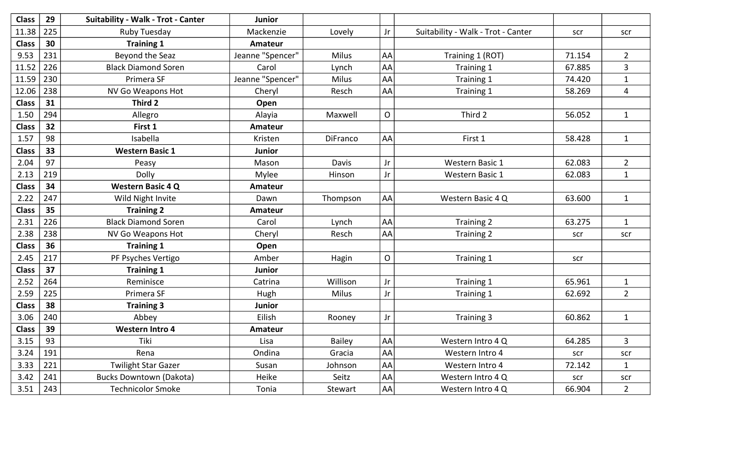| Class | 29 | Suitability - Walk - Trot - Canter | Junior | | | | | |
|---|---|---|---|---|---|---|---|---|
| 11.38 | 225 | Ruby Tuesday | Mackenzie | Lovely | Jr | Suitability - Walk - Trot - Canter | scr | scr |
| Class | 30 | Training 1 | Amateur | | | | | |
| 9.53 | 231 | Beyond the Seaz | Jeanne "Spencer" | Milus | AA | Training 1 (ROT) | 71.154 | 2 |
| 11.52 | 226 | Black Diamond Soren | Carol | Lynch | AA | Training 1 | 67.885 | 3 |
| 11.59 | 230 | Primera SF | Jeanne "Spencer" | Milus | AA | Training 1 | 74.420 | 1 |
| 12.06 | 238 | NV Go Weapons Hot | Cheryl | Resch | AA | Training 1 | 58.269 | 4 |
| Class | 31 | Third 2 | Open | | | | | |
| 1.50 | 294 | Allegro | Alayia | Maxwell | O | Third 2 | 56.052 | 1 |
| Class | 32 | First 1 | Amateur | | | | | |
| 1.57 | 98 | Isabella | Kristen | DiFranco | AA | First 1 | 58.428 | 1 |
| Class | 33 | Western Basic 1 | Junior | | | | | |
| 2.04 | 97 | Peasy | Mason | Davis | Jr | Western Basic 1 | 62.083 | 2 |
| 2.13 | 219 | Dolly | Mylee | Hinson | Jr | Western Basic 1 | 62.083 | 1 |
| Class | 34 | Western Basic 4 Q | Amateur | | | | | |
| 2.22 | 247 | Wild Night Invite | Dawn | Thompson | AA | Western Basic 4 Q | 63.600 | 1 |
| Class | 35 | Training 2 | Amateur | | | | | |
| 2.31 | 226 | Black Diamond Soren | Carol | Lynch | AA | Training 2 | 63.275 | 1 |
| 2.38 | 238 | NV Go Weapons Hot | Cheryl | Resch | AA | Training 2 | scr | scr |
| Class | 36 | Training 1 | Open | | | | | |
| 2.45 | 217 | PF Psyches Vertigo | Amber | Hagin | O | Training 1 | scr | |
| Class | 37 | Training 1 | Junior | | | | | |
| 2.52 | 264 | Reminisce | Catrina | Willison | Jr | Training 1 | 65.961 | 1 |
| 2.59 | 225 | Primera SF | Hugh | Milus | Jr | Training 1 | 62.692 | 2 |
| Class | 38 | Training 3 | Junior | | | | | |
| 3.06 | 240 | Abbey | Eilish | Rooney | Jr | Training 3 | 60.862 | 1 |
| Class | 39 | Western Intro 4 | Amateur | | | | | |
| 3.15 | 93 | Tiki | Lisa | Bailey | AA | Western Intro 4 Q | 64.285 | 3 |
| 3.24 | 191 | Rena | Ondina | Gracia | AA | Western Intro 4 | scr | scr |
| 3.33 | 221 | Twilight Star Gazer | Susan | Johnson | AA | Western Intro 4 | 72.142 | 1 |
| 3.42 | 241 | Bucks Downtown (Dakota) | Heike | Seitz | AA | Western Intro 4 Q | scr | scr |
| 3.51 | 243 | Technicolor Smoke | Tonia | Stewart | AA | Western Intro 4 Q | 66.904 | 2 |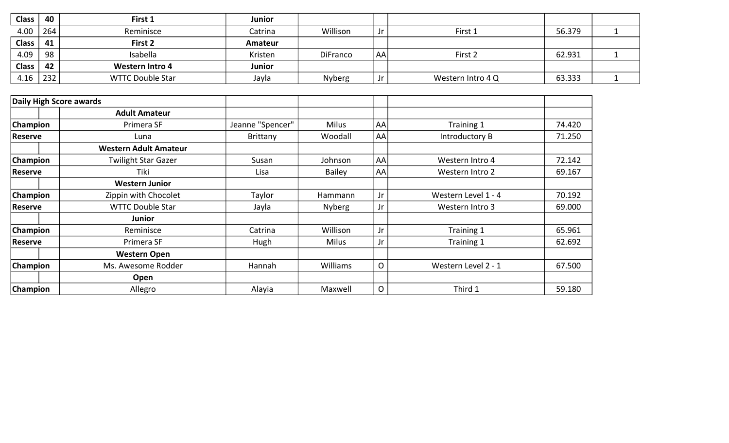| | | | | | | | | |
|---|---|---|---|---|---|---|---|---|
| **Class** | **40** | **First 1** | **Junior** | | | | | |
| 4.00 | 264 | Reminisce | Catrina | Willison | Jr | First 1 | 56.379 | 1 |
| **Class** | **41** | **First 2** | **Amateur** | | | | | |
| 4.09 | 98 | Isabella | Kristen | DiFranco | AA | First 2 | 62.931 | 1 |
| **Class** | **42** | **Western Intro 4** | **Junior** | | | | | |
| 4.16 | 232 | WTTC Double Star | Jayla | Nyberg | Jr | Western Intro 4 Q | 63.333 | 1 |

| | | | | | | | |
|---|---|---|---|---|---|---|---|
| **Daily High Score awards** | | | | | | | |
| | | **Adult Amateur** | | | | | |
| **Champion** | | Primera SF | Jeanne "Spencer" | Milus | AA | Training 1 | 74.420 |
| **Reserve** | | Luna | Brittany | Woodall | AA | Introductory B | 71.250 |
| | | **Western Adult Amateur** | | | | | |
| **Champion** | | Twilight Star Gazer | Susan | Johnson | AA | Western Intro 4 | 72.142 |
| **Reserve** | | Tiki | Lisa | Bailey | AA | Western Intro 2 | 69.167 |
| | | **Western Junior** | | | | | |
| **Champion** | | Zippin with Chocolet | Taylor | Hammann | Jr | Western Level 1 - 4 | 70.192 |
| **Reserve** | | WTTC Double Star | Jayla | Nyberg | Jr | Western Intro 3 | 69.000 |
| | | **Junior** | | | | | |
| **Champion** | | Reminisce | Catrina | Willison | Jr | Training 1 | 65.961 |
| **Reserve** | | Primera SF | Hugh | Milus | Jr | Training 1 | 62.692 |
| | | **Western Open** | | | | | |
| **Champion** | | Ms. Awesome Rodder | Hannah | Williams | O | Western Level 2 - 1 | 67.500 |
| | | **Open** | | | | | |
| **Champion** | | Allegro | Alayia | Maxwell | O | Third 1 | 59.180 |